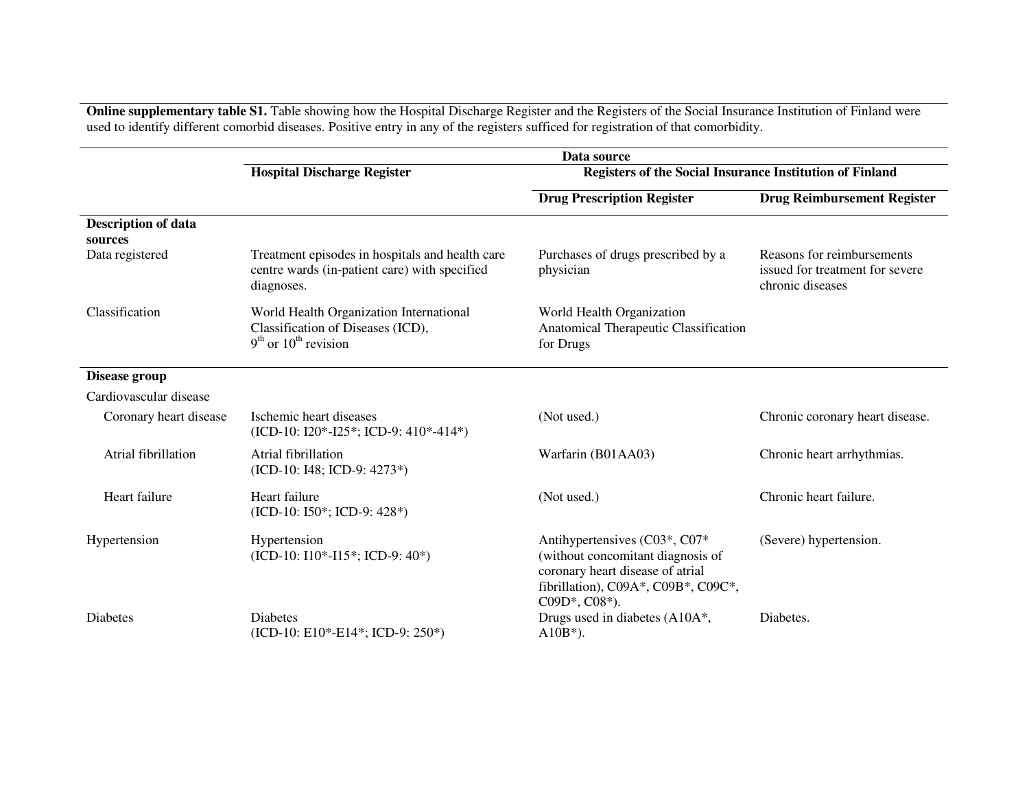**Online supplementary table S1.** Table showing how the Hospital Discharge Register and the Registers of the Social Insurance Institution of Finland were used to identify different comorbid diseases. Positive entry in any of the registers sufficed for registration of that comorbidity.

| | Data source | | |
|---|---|---|---|
| | **Hospital Discharge Register** | **Registers of the Social Insurance Institution of Finland** | |
| | | **Drug Prescription Register** | **Drug Reimbursement Register** |
| **Description of data sources** | | | |
| Data registered | Treatment episodes in hospitals and health care centre wards (in-patient care) with specified diagnoses. | Purchases of drugs prescribed by a physician | Reasons for reimbursements issued for treatment for severe chronic diseases |
| Classification | World Health Organization International Classification of Diseases (ICD), 9th or 10th revision | World Health Organization Anatomical Therapeutic Classification for Drugs | |
| **Disease group** | | | |
| Cardiovascular disease | | | |
| Coronary heart disease | Ischemic heart diseases (ICD-10: I20*-I25*; ICD-9: 410*-414*) | (Not used.) | Chronic coronary heart disease. |
| Atrial fibrillation | Atrial fibrillation (ICD-10: I48; ICD-9: 4273*) | Warfarin (B01AA03) | Chronic heart arrhythmias. |
| Heart failure | Heart failure (ICD-10: I50*; ICD-9: 428*) | (Not used.) | Chronic heart failure. |
| Hypertension | Hypertension (ICD-10: I10*-I15*; ICD-9: 40*) | Antihypertensives (C03*, C07* (without concomitant diagnosis of coronary heart disease of atrial fibrillation), C09A*, C09B*, C09C*, C09D*, C08*). | (Severe) hypertension. |
| Diabetes | Diabetes (ICD-10: E10*-E14*; ICD-9: 250*) | Drugs used in diabetes (A10A*, A10B*). | Diabetes. |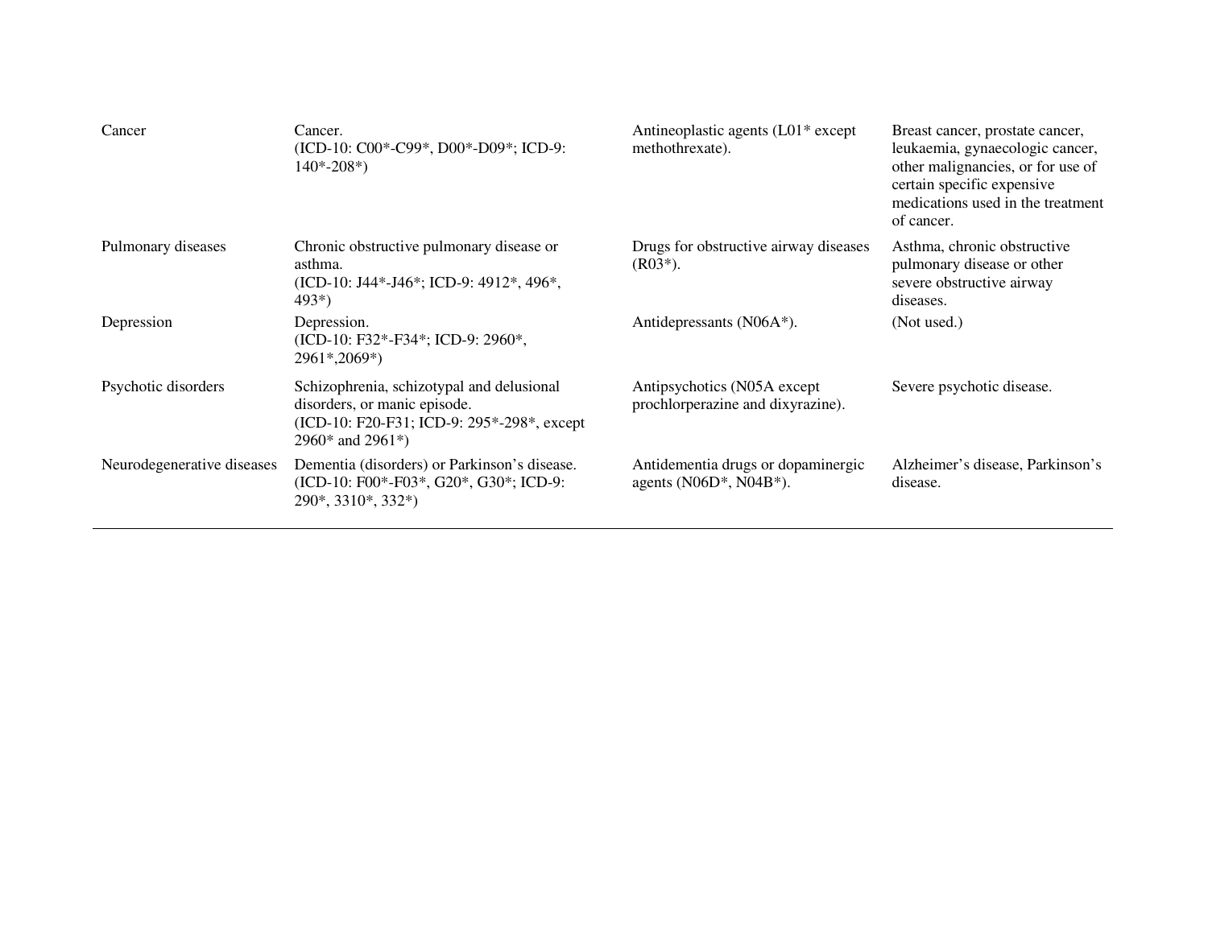| | | | |
|---|---|---|---|
| Cancer | Cancer.<br>(ICD-10: C00*-C99*, D00*-D09*; ICD-9: 140*-208*) | Antineoplastic agents (L01* except methothrexate). | Breast cancer, prostate cancer, leukaemia, gynaecologic cancer, other malignancies, or for use of certain specific expensive medications used in the treatment of cancer. |
| Pulmonary diseases | Chronic obstructive pulmonary disease or asthma.<br>(ICD-10: J44*-J46*; ICD-9: 4912*, 496*, 493*) | Drugs for obstructive airway diseases (R03*). | Asthma, chronic obstructive pulmonary disease or other severe obstructive airway diseases. |
| Depression | Depression.<br>(ICD-10: F32*-F34*; ICD-9: 2960*, 2961*,2069*) | Antidepressants (N06A*). | (Not used.) |
| Psychotic disorders | Schizophrenia, schizotypal and delusional disorders, or manic episode.<br>(ICD-10: F20-F31; ICD-9: 295*-298*, except 2960* and 2961*) | Antipsychotics (N05A except prochlorperazine and dixyrazine). | Severe psychotic disease. |
| Neurodegenerative diseases | Dementia (disorders) or Parkinson's disease.<br>(ICD-10: F00*-F03*, G20*, G30*; ICD-9: 290*, 3310*, 332*) | Antidementia drugs or dopaminergic agents (N06D*, N04B*). | Alzheimer's disease, Parkinson's disease. |